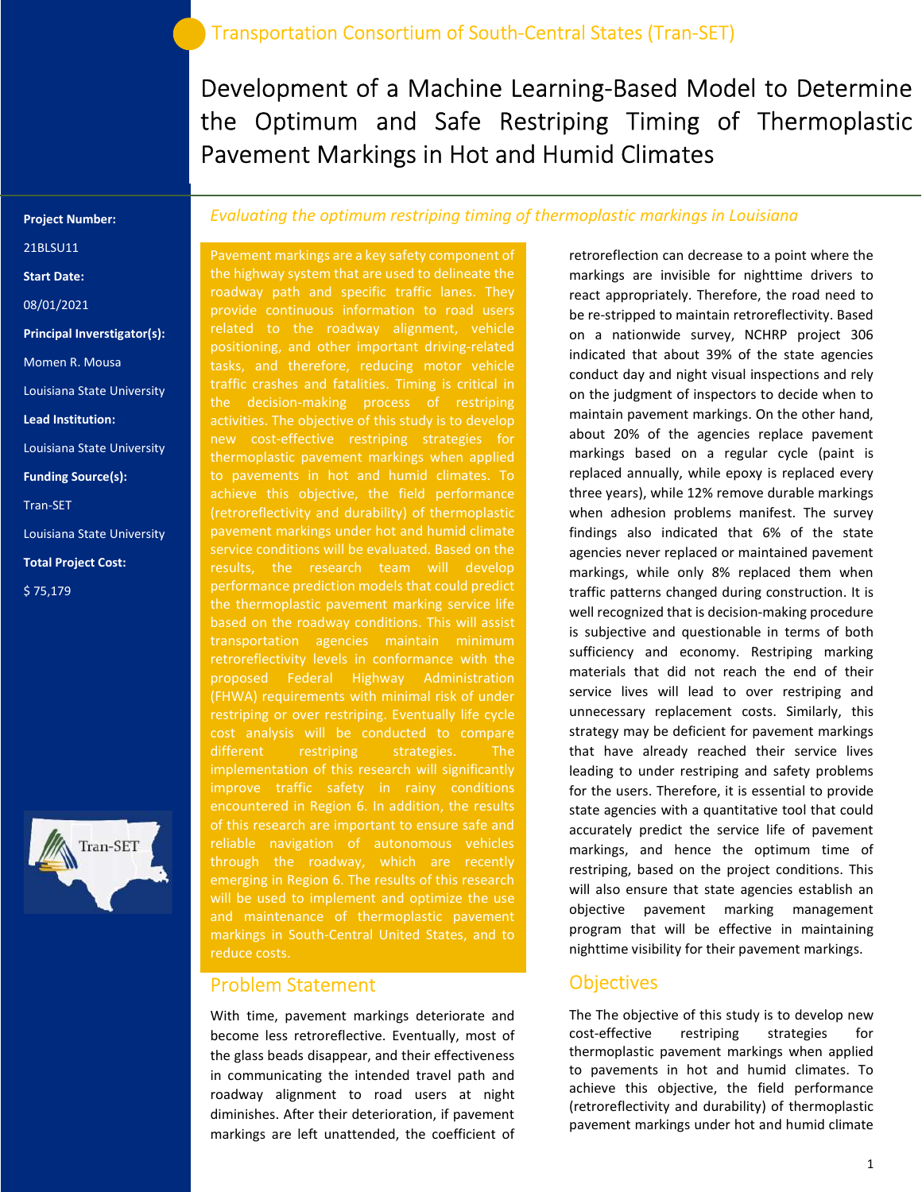Transportation Consortium of South-Central States (Tran-SET)

# Development of a Machine Learning-Based Model to Determine the Optimum and Safe Restriping Timing of Thermoplastic Pavement Markings in Hot and Humid Climates

**Project Number:**

21BLSU11

**Start Date:**

08/01/2021

**Principal Inverstigator(s):**

Momen R. Mousa

Louisiana State University

**Lead Institution:**

Louisiana State University

**Funding Source(s):**

Tran-SET

Louisiana State University

**Total Project Cost:**

$ 75,179

*Evaluating the optimum restriping timing of thermoplastic markings in Louisiana*

Pavement markings are a key safety component of the highway system that are used to delineate the roadway path and specific traffic lanes. They provide continuous information to road users related to the roadway alignment, vehicle positioning, and other important driving-related tasks, and therefore, reducing motor vehicle traffic crashes and fatalities. Timing is critical in the decision-making process of restriping activities. The objective of this study is to develop new cost-effective restriping strategies for thermoplastic pavement markings when applied to pavements in hot and humid climates. To achieve this objective, the field performance (retroreflectivity and durability) of thermoplastic pavement markings under hot and humid climate service conditions will be evaluated. Based on the results, the research team will develop performance prediction models that could predict the thermoplastic pavement marking service life based on the roadway conditions. This will assist transportation agencies maintain minimum retroreflectivity levels in conformance with the proposed Federal Highway Administration (FHWA) requirements with minimal risk of under restriping or over restriping. Eventually life cycle cost analysis will be conducted to compare different restriping strategies. The implementation of this research will significantly improve traffic safety in rainy conditions encountered in Region 6. In addition, the results of this research are important to ensure safe and reliable navigation of autonomous vehicles through the roadway, which are recently emerging in Region 6. The results of this research will be used to implement and optimize the use and maintenance of thermoplastic pavement markings in South-Central United States, and to reduce costs.

## Problem Statement

With time, pavement markings deteriorate and become less retroreflective. Eventually, most of the glass beads disappear, and their effectiveness in communicating the intended travel path and roadway alignment to road users at night diminishes. After their deterioration, if pavement markings are left unattended, the coefficient of retroreflection can decrease to a point where the markings are invisible for nighttime drivers to react appropriately. Therefore, the road need to be re-stripped to maintain retroreflectivity. Based on a nationwide survey, NCHRP project 306 indicated that about 39% of the state agencies conduct day and night visual inspections and rely on the judgment of inspectors to decide when to maintain pavement markings. On the other hand, about 20% of the agencies replace pavement markings based on a regular cycle (paint is replaced annually, while epoxy is replaced every three years), while 12% remove durable markings when adhesion problems manifest. The survey findings also indicated that 6% of the state agencies never replaced or maintained pavement markings, while only 8% replaced them when traffic patterns changed during construction. It is well recognized that is decision-making procedure is subjective and questionable in terms of both sufficiency and economy. Restriping marking materials that did not reach the end of their service lives will lead to over restriping and unnecessary replacement costs. Similarly, this strategy may be deficient for pavement markings that have already reached their service lives leading to under restriping and safety problems for the users. Therefore, it is essential to provide state agencies with a quantitative tool that could accurately predict the service life of pavement markings, and hence the optimum time of restriping, based on the project conditions. This will also ensure that state agencies establish an objective pavement marking management program that will be effective in maintaining nighttime visibility for their pavement markings.

## Objectives

The The objective of this study is to develop new cost-effective restriping strategies for thermoplastic pavement markings when applied to pavements in hot and humid climates. To achieve this objective, the field performance (retroreflectivity and durability) of thermoplastic pavement markings under hot and humid climate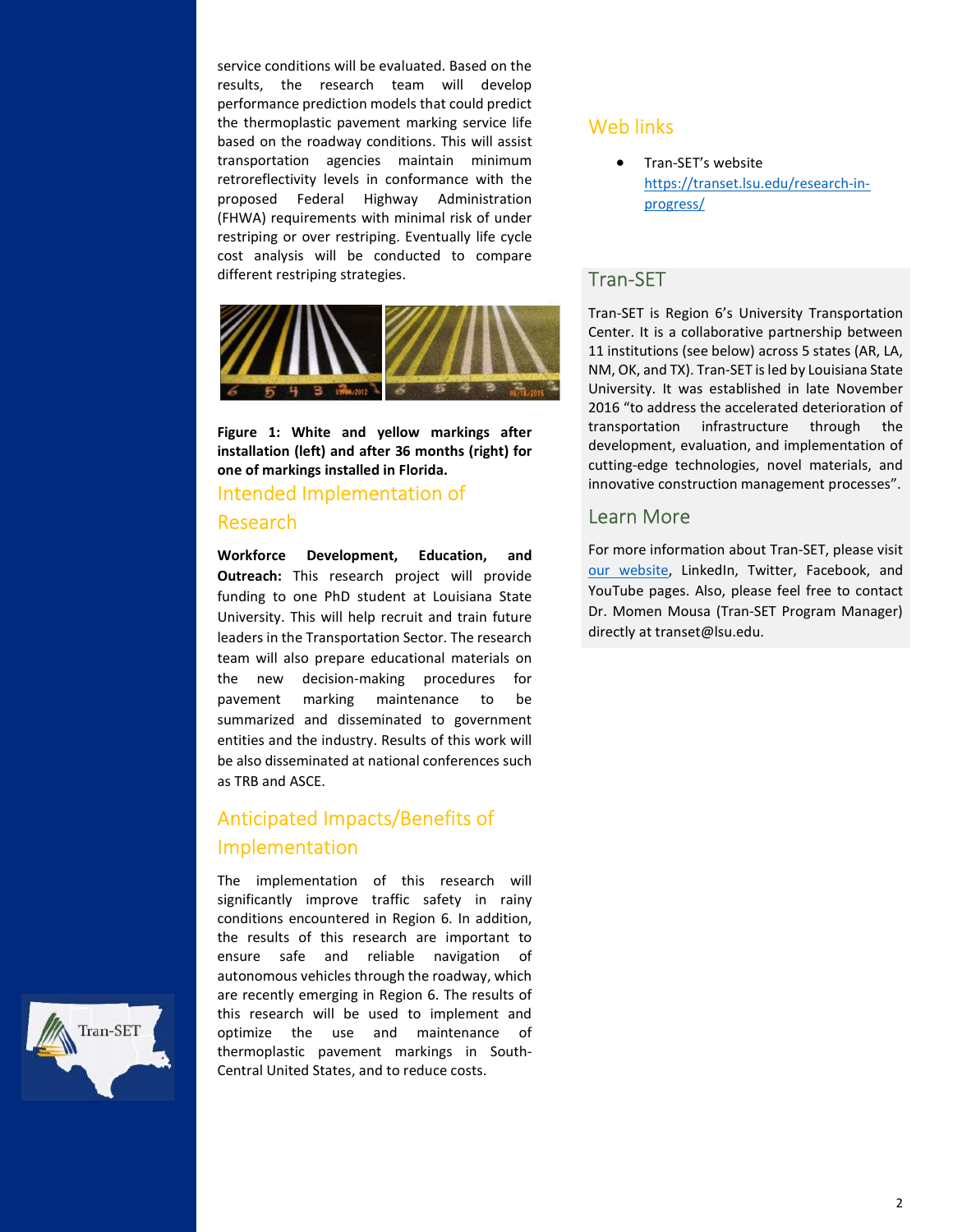service conditions will be evaluated. Based on the results, the research team will develop performance prediction models that could predict the thermoplastic pavement marking service life based on the roadway conditions. This will assist transportation agencies maintain minimum retroreflectivity levels in conformance with the proposed Federal Highway Administration (FHWA) requirements with minimal risk of under restriping or over restriping. Eventually life cycle cost analysis will be conducted to compare different restriping strategies.

**Figure 1: White and yellow markings after installation (left) and after 36 months (right) for one of markings installed in Florida.**

## Intended Implementation of Research

**Workforce Development, Education, and Outreach:** This research project will provide funding to one PhD student at Louisiana State University. This will help recruit and train future leaders in the Transportation Sector. The research team will also prepare educational materials on the new decision-making procedures for pavement marking maintenance to be summarized and disseminated to government entities and the industry. Results of this work will be also disseminated at national conferences such as TRB and ASCE.

## Anticipated Impacts/Benefits of Implementation

The implementation of this research will significantly improve traffic safety in rainy conditions encountered in Region 6. In addition, the results of this research are important to ensure safe and reliable navigation of autonomous vehicles through the roadway, which are recently emerging in Region 6. The results of this research will be used to implement and optimize the use and maintenance of thermoplastic pavement markings in South-Central United States, and to reduce costs.

## Web links

- Tran-SET's website https://transet.lsu.edu/research-in-progress/

## Tran-SET

Tran-SET is Region 6's University Transportation Center. It is a collaborative partnership between 11 institutions (see below) across 5 states (AR, LA, NM, OK, and TX). Tran-SET is led by Louisiana State University. It was established in late November 2016 "to address the accelerated deterioration of transportation infrastructure through the development, evaluation, and implementation of cutting-edge technologies, novel materials, and innovative construction management processes".

## Learn More

For more information about Tran-SET, please visit our website, LinkedIn, Twitter, Facebook, and YouTube pages. Also, please feel free to contact Dr. Momen Mousa (Tran-SET Program Manager) directly at transet@lsu.edu.